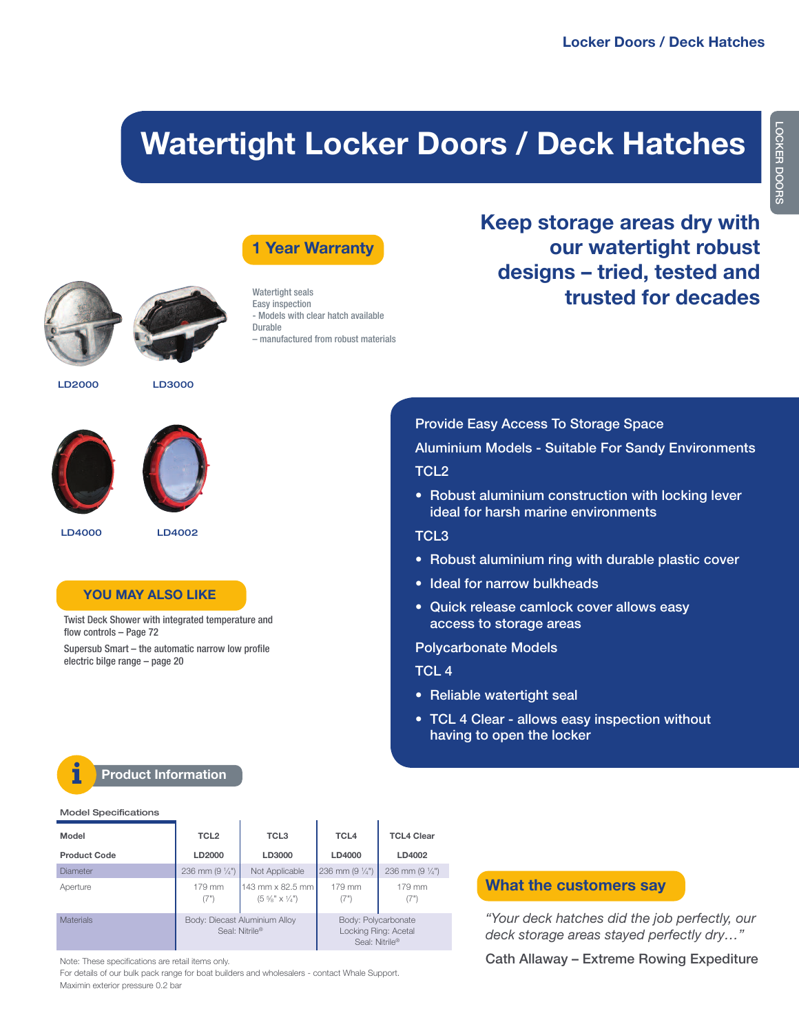# Watertight Locker Doors / Deck Hatches

## 1 Year Warranty

Watertight seals
Easy inspection
- Models with clear hatch available
Durable
– manufactured from robust materials

LD2000

LD3000

LD4000

LD4002

## Keep storage areas dry with our watertight robust designs – tried, tested and trusted for decades

Provide Easy Access To Storage Space

Aluminium Models - Suitable For Sandy Environments

TCL2

- Robust aluminium construction with locking lever ideal for harsh marine environments

TCL3

- Robust aluminium ring with durable plastic cover
- Ideal for narrow bulkheads
- Quick release camlock cover allows easy access to storage areas

Polycarbonate Models

TCL 4

- Reliable watertight seal
- TCL 4 Clear - allows easy inspection without having to open the locker

## YOU MAY ALSO LIKE

Twist Deck Shower with integrated temperature and flow controls – Page 72

Supersub Smart – the automatic narrow low profile electric bilge range – page 20

## Product Information

Model Specifications

| Model | TCL2 | TCL3 | TCL4 | TCL4 Clear |
|---|---|---|---|---|
| **Product Code** | **LD2000** | **LD3000** | **LD4000** | **LD4002** |
| Diameter | 236 mm (9 ¼") | Not Applicable | 236 mm (9 ¼") | 236 mm (9 ¼") |
| Aperture | 179 mm (7") | 143 mm x 82.5 mm (5 ⅝" x ¼") | 179 mm (7") | 179 mm (7") |
| Materials | Body: Diecast Aluminium Alloy Seal: Nitrile® | | Body: Polycarbonate Locking Ring: Acetal Seal: Nitrile® | |

Note: These specifications are retail items only.
For details of our bulk pack range for boat builders and wholesalers - contact Whale Support.
Maximin exterior pressure 0.2 bar

## What the customers say

*"Your deck hatches did the job perfectly, our deck storage areas stayed perfectly dry…"*

Cath Allaway – Extreme Rowing Expediture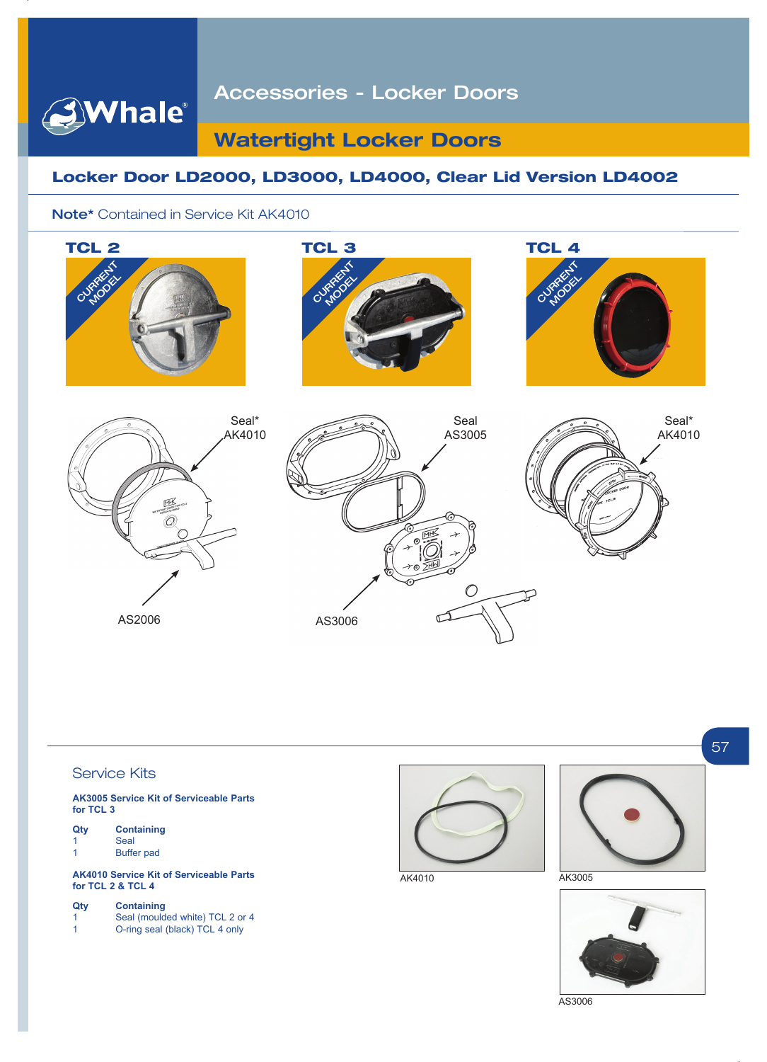# Accessories - Locker Doors

## Watertight Locker Doors

### Locker Door LD2000, LD3000, LD4000, Clear Lid Version LD4002

**Note*** Contained in Service Kit AK4010

**TCL 2**

CURRENT MODEL

Seal* AK4010

AS2006

**TCL 3**

CURRENT MODEL

Seal AS3005

AS3006

**TCL 4**

CURRENT MODEL

Seal* AK4010

## Service Kits

**AK3005 Service Kit of Serviceable Parts for TCL 3**

| Qty | Containing |
|---|---|
| 1 | Seal |
| 1 | Buffer pad |

**AK4010 Service Kit of Serviceable Parts for TCL 2 & TCL 4**

| Qty | Containing |
|---|---|
| 1 | Seal (moulded white) TCL 2 or 4 |
| 1 | O-ring seal (black) TCL 4 only |

AK4010

AK3005

AS3006